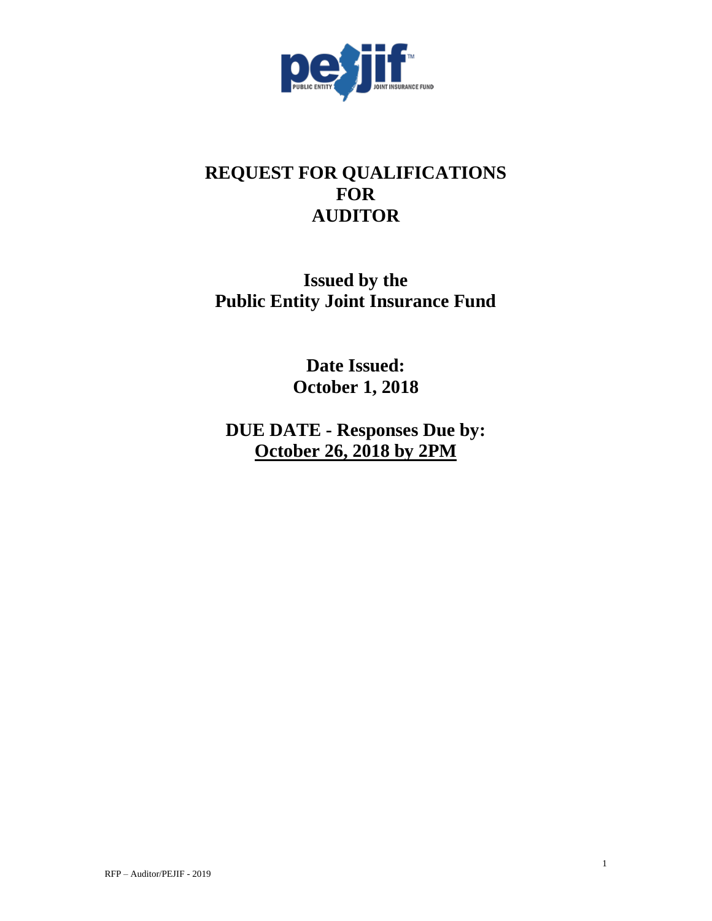# REQUEST FOR QUALIFICATIONS FOR AUDITOR

## Issued by the Public Entity Joint Insurance Fund

**Date Issued:**
**October 1, 2018**

**DUE DATE - Responses Due by:**
**<u>October 26, 2018 by 2PM</u>**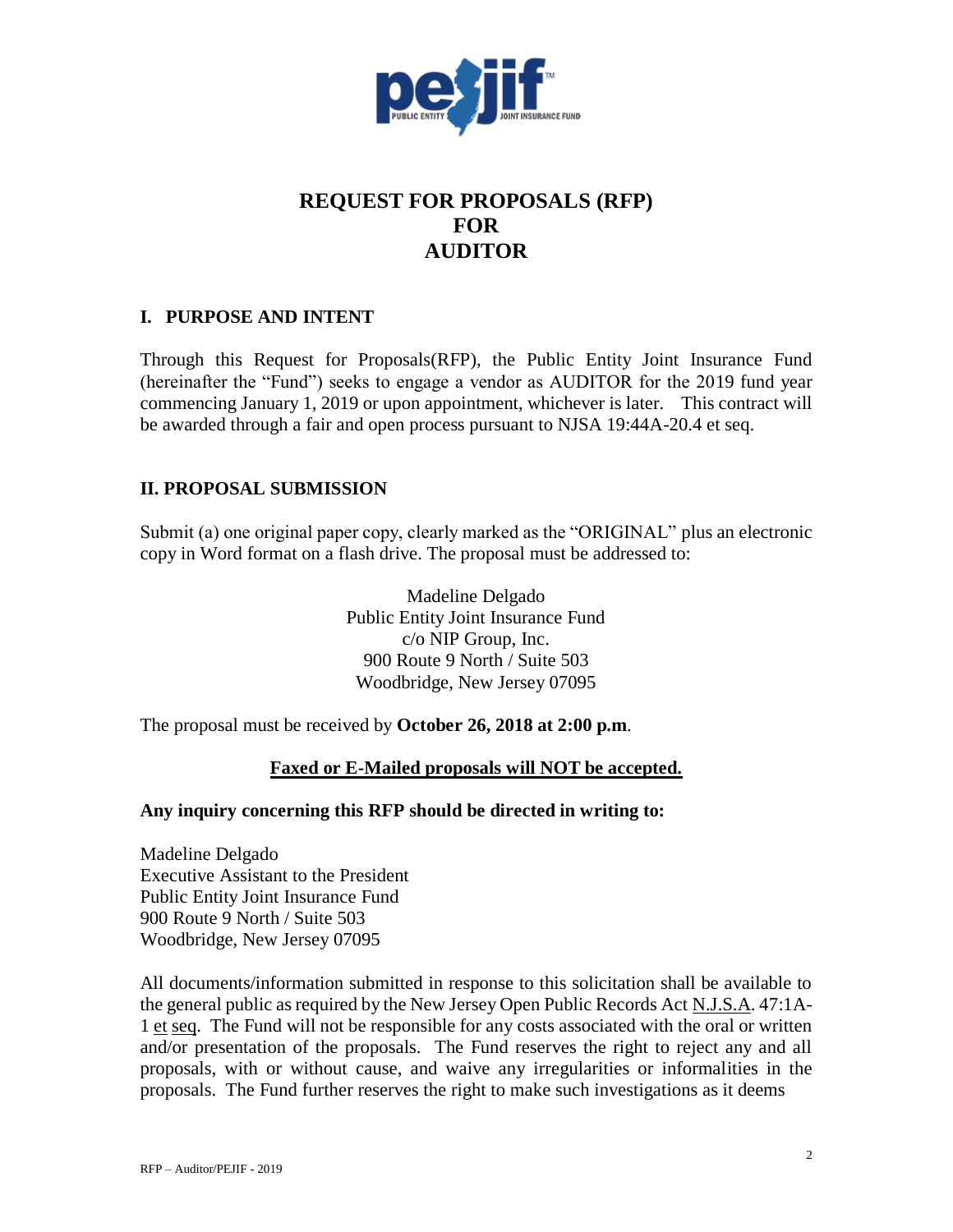# REQUEST FOR PROPOSALS (RFP) FOR AUDITOR

## I. PURPOSE AND INTENT

Through this Request for Proposals(RFP), the Public Entity Joint Insurance Fund (hereinafter the "Fund") seeks to engage a vendor as AUDITOR for the 2019 fund year commencing January 1, 2019 or upon appointment, whichever is later. This contract will be awarded through a fair and open process pursuant to NJSA 19:44A-20.4 et seq.

## II. PROPOSAL SUBMISSION

Submit (a) one original paper copy, clearly marked as the "ORIGINAL" plus an electronic copy in Word format on a flash drive. The proposal must be addressed to:

Madeline Delgado
Public Entity Joint Insurance Fund
c/o NIP Group, Inc.
900 Route 9 North / Suite 503
Woodbridge, New Jersey 07095

The proposal must be received by **October 26, 2018 at 2:00 p.m**.

**Faxed or E-Mailed proposals will NOT be accepted.**

**Any inquiry concerning this RFP should be directed in writing to:**

Madeline Delgado
Executive Assistant to the President
Public Entity Joint Insurance Fund
900 Route 9 North / Suite 503
Woodbridge, New Jersey 07095

All documents/information submitted in response to this solicitation shall be available to the general public as required by the New Jersey Open Public Records Act N.J.S.A. 47:1A-1 et seq. The Fund will not be responsible for any costs associated with the oral or written and/or presentation of the proposals. The Fund reserves the right to reject any and all proposals, with or without cause, and waive any irregularities or informalities in the proposals. The Fund further reserves the right to make such investigations as it deems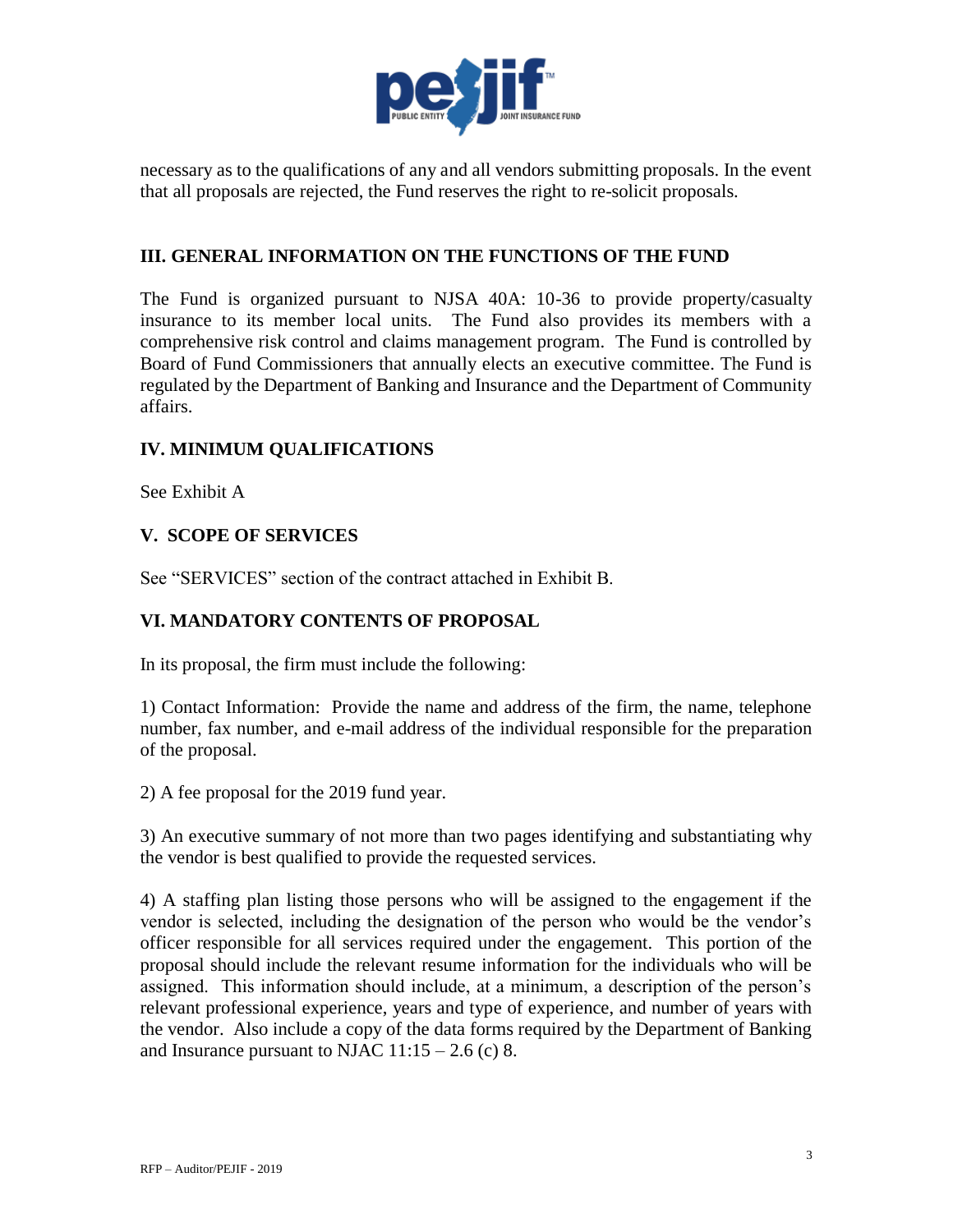necessary as to the qualifications of any and all vendors submitting proposals. In the event that all proposals are rejected, the Fund reserves the right to re-solicit proposals.

## III. GENERAL INFORMATION ON THE FUNCTIONS OF THE FUND

The Fund is organized pursuant to NJSA 40A: 10-36 to provide property/casualty insurance to its member local units. The Fund also provides its members with a comprehensive risk control and claims management program. The Fund is controlled by Board of Fund Commissioners that annually elects an executive committee. The Fund is regulated by the Department of Banking and Insurance and the Department of Community affairs.

## IV. MINIMUM QUALIFICATIONS

See Exhibit A

## V. SCOPE OF SERVICES

See "SERVICES" section of the contract attached in Exhibit B.

## VI. MANDATORY CONTENTS OF PROPOSAL

In its proposal, the firm must include the following:

1) Contact Information: Provide the name and address of the firm, the name, telephone number, fax number, and e-mail address of the individual responsible for the preparation of the proposal.

2) A fee proposal for the 2019 fund year.

3) An executive summary of not more than two pages identifying and substantiating why the vendor is best qualified to provide the requested services.

4) A staffing plan listing those persons who will be assigned to the engagement if the vendor is selected, including the designation of the person who would be the vendor's officer responsible for all services required under the engagement. This portion of the proposal should include the relevant resume information for the individuals who will be assigned. This information should include, at a minimum, a description of the person's relevant professional experience, years and type of experience, and number of years with the vendor. Also include a copy of the data forms required by the Department of Banking and Insurance pursuant to NJAC 11:15 – 2.6 (c) 8.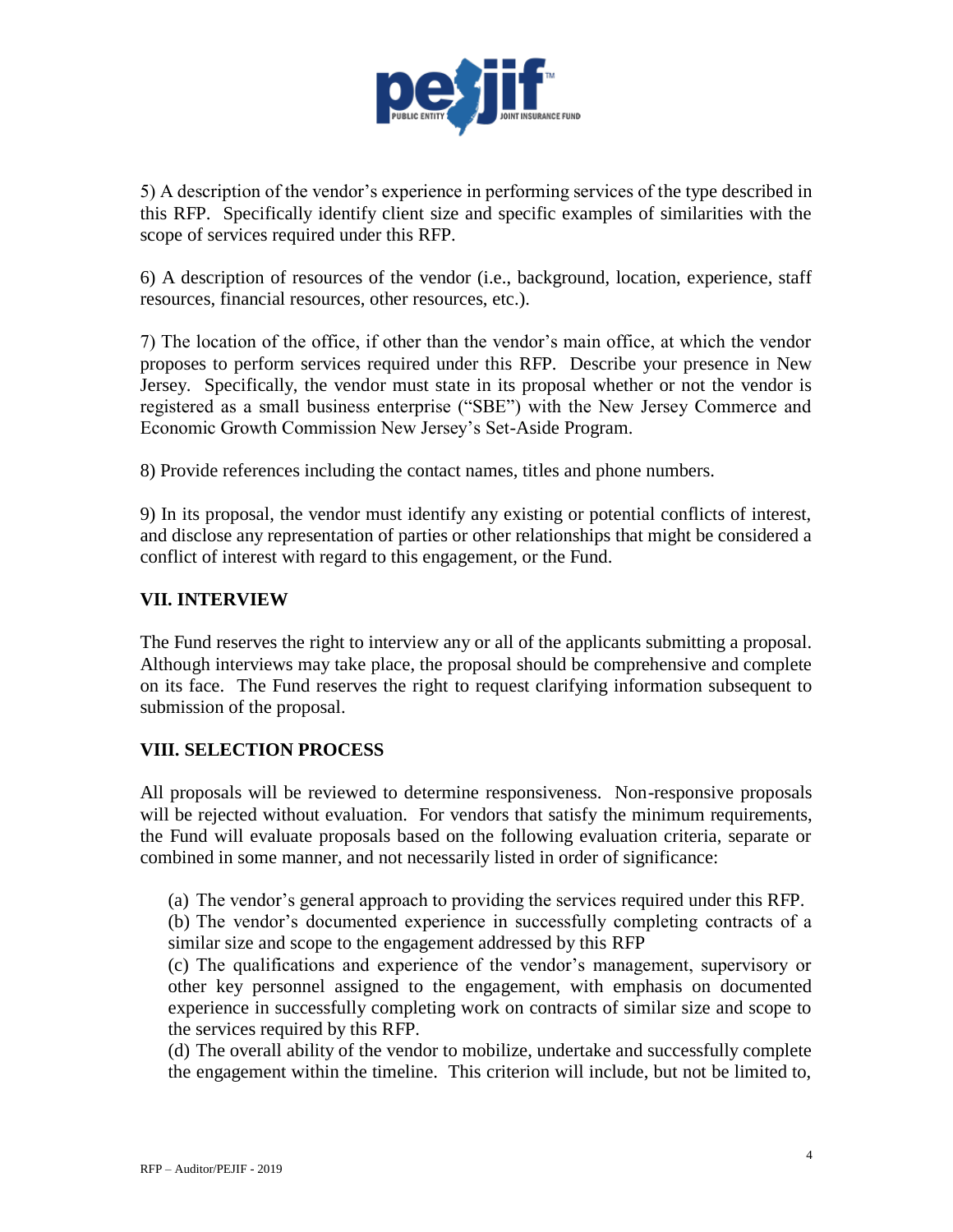5) A description of the vendor's experience in performing services of the type described in this RFP. Specifically identify client size and specific examples of similarities with the scope of services required under this RFP.

6) A description of resources of the vendor (i.e., background, location, experience, staff resources, financial resources, other resources, etc.).

7) The location of the office, if other than the vendor's main office, at which the vendor proposes to perform services required under this RFP. Describe your presence in New Jersey. Specifically, the vendor must state in its proposal whether or not the vendor is registered as a small business enterprise ("SBE") with the New Jersey Commerce and Economic Growth Commission New Jersey's Set-Aside Program.

8) Provide references including the contact names, titles and phone numbers.

9) In its proposal, the vendor must identify any existing or potential conflicts of interest, and disclose any representation of parties or other relationships that might be considered a conflict of interest with regard to this engagement, or the Fund.

## VII. INTERVIEW

The Fund reserves the right to interview any or all of the applicants submitting a proposal. Although interviews may take place, the proposal should be comprehensive and complete on its face. The Fund reserves the right to request clarifying information subsequent to submission of the proposal.

## VIII. SELECTION PROCESS

All proposals will be reviewed to determine responsiveness. Non-responsive proposals will be rejected without evaluation. For vendors that satisfy the minimum requirements, the Fund will evaluate proposals based on the following evaluation criteria, separate or combined in some manner, and not necessarily listed in order of significance:

(a) The vendor's general approach to providing the services required under this RFP.
(b) The vendor's documented experience in successfully completing contracts of a similar size and scope to the engagement addressed by this RFP
(c) The qualifications and experience of the vendor's management, supervisory or other key personnel assigned to the engagement, with emphasis on documented experience in successfully completing work on contracts of similar size and scope to the services required by this RFP.
(d) The overall ability of the vendor to mobilize, undertake and successfully complete the engagement within the timeline. This criterion will include, but not be limited to,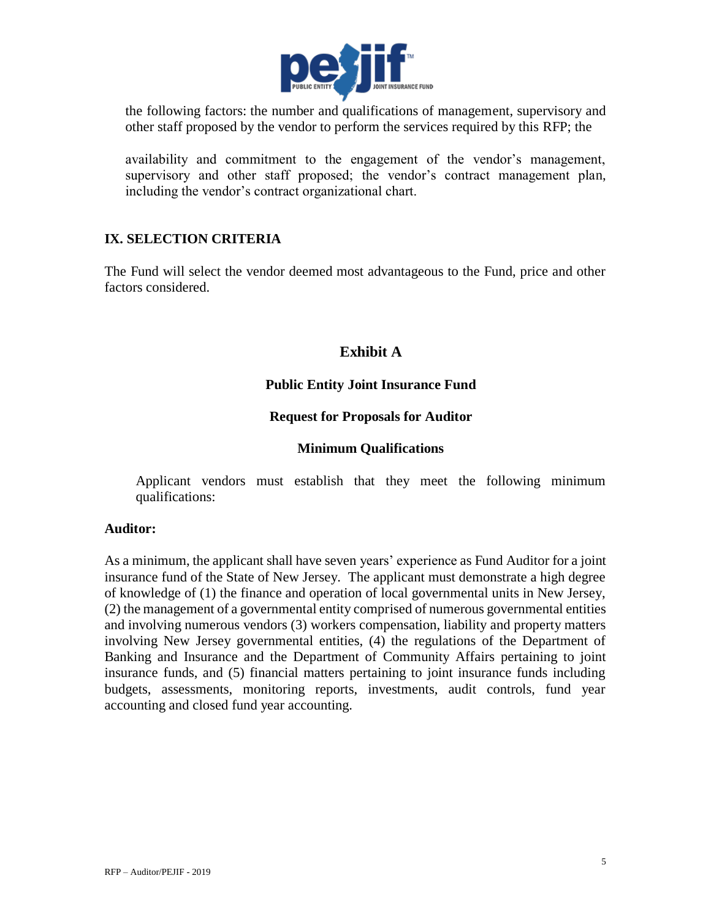the following factors: the number and qualifications of management, supervisory and other staff proposed by the vendor to perform the services required by this RFP; the

availability and commitment to the engagement of the vendor's management, supervisory and other staff proposed; the vendor's contract management plan, including the vendor's contract organizational chart.

## IX. SELECTION CRITERIA

The Fund will select the vendor deemed most advantageous to the Fund, price and other factors considered.

# Exhibit A

### Public Entity Joint Insurance Fund

### Request for Proposals for Auditor

### Minimum Qualifications

Applicant vendors must establish that they meet the following minimum qualifications:

**Auditor:**

As a minimum, the applicant shall have seven years' experience as Fund Auditor for a joint insurance fund of the State of New Jersey. The applicant must demonstrate a high degree of knowledge of (1) the finance and operation of local governmental units in New Jersey, (2) the management of a governmental entity comprised of numerous governmental entities and involving numerous vendors (3) workers compensation, liability and property matters involving New Jersey governmental entities, (4) the regulations of the Department of Banking and Insurance and the Department of Community Affairs pertaining to joint insurance funds, and (5) financial matters pertaining to joint insurance funds including budgets, assessments, monitoring reports, investments, audit controls, fund year accounting and closed fund year accounting.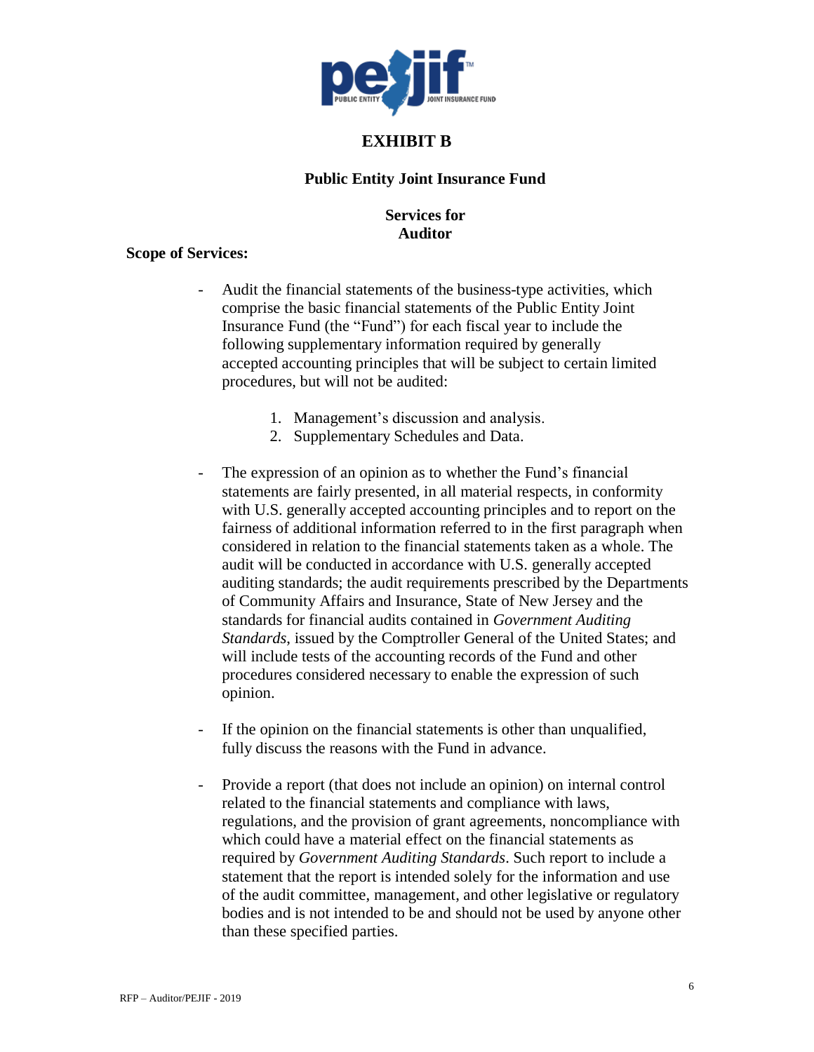# EXHIBIT B

## Public Entity Joint Insurance Fund

### Services for Auditor

**Scope of Services:**

- Audit the financial statements of the business-type activities, which comprise the basic financial statements of the Public Entity Joint Insurance Fund (the "Fund") for each fiscal year to include the following supplementary information required by generally accepted accounting principles that will be subject to certain limited procedures, but will not be audited:

    1. Management's discussion and analysis.
    2. Supplementary Schedules and Data.

- The expression of an opinion as to whether the Fund's financial statements are fairly presented, in all material respects, in conformity with U.S. generally accepted accounting principles and to report on the fairness of additional information referred to in the first paragraph when considered in relation to the financial statements taken as a whole. The audit will be conducted in accordance with U.S. generally accepted auditing standards; the audit requirements prescribed by the Departments of Community Affairs and Insurance, State of New Jersey and the standards for financial audits contained in *Government Auditing Standards*, issued by the Comptroller General of the United States; and will include tests of the accounting records of the Fund and other procedures considered necessary to enable the expression of such opinion.

- If the opinion on the financial statements is other than unqualified, fully discuss the reasons with the Fund in advance.

- Provide a report (that does not include an opinion) on internal control related to the financial statements and compliance with laws, regulations, and the provision of grant agreements, noncompliance with which could have a material effect on the financial statements as required by *Government Auditing Standards*. Such report to include a statement that the report is intended solely for the information and use of the audit committee, management, and other legislative or regulatory bodies and is not intended to be and should not be used by anyone other than these specified parties.